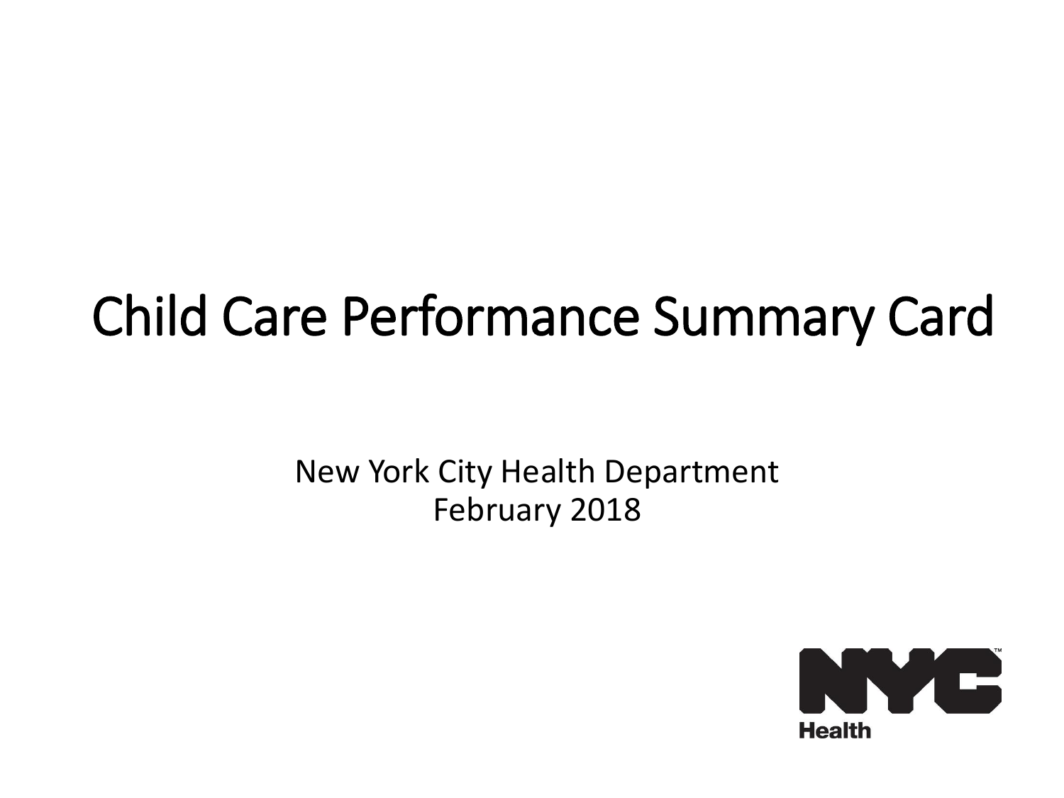# Child Care Performance Summary Card

New York City Health Department
February 2018

NYC Health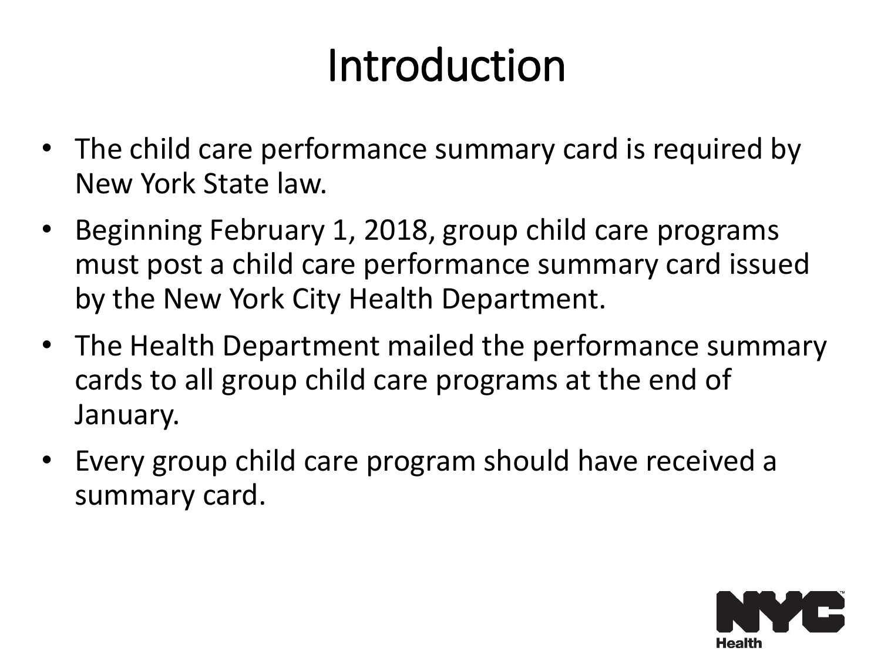# Introduction

- The child care performance summary card is required by New York State law.
- Beginning February 1, 2018, group child care programs must post a child care performance summary card issued by the New York City Health Department.
- The Health Department mailed the performance summary cards to all group child care programs at the end of January.
- Every group child care program should have received a summary card.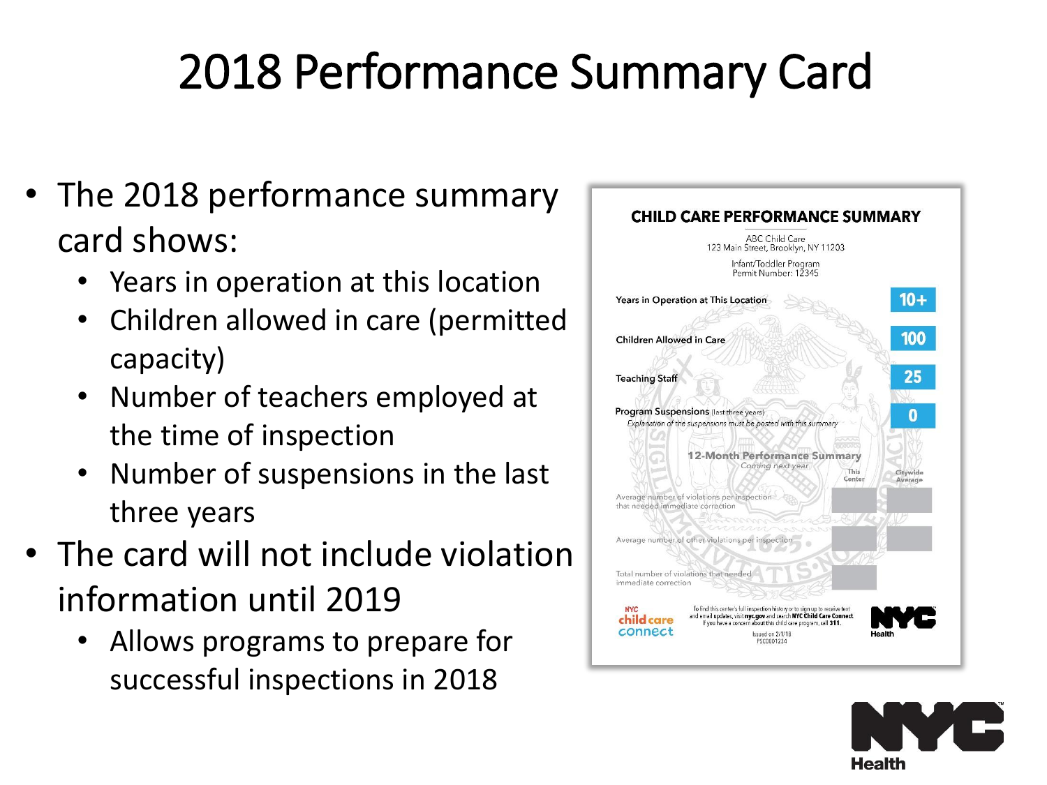# 2018 Performance Summary Card

- The 2018 performance summary card shows:
  - Years in operation at this location
  - Children allowed in care (permitted capacity)
  - Number of teachers employed at the time of inspection
  - Number of suspensions in the last three years
- The card will not include violation information until 2019
  - Allows programs to prepare for successful inspections in 2018

**CHILD CARE PERFORMANCE SUMMARY**

ABC Child Care
123 Main Street, Brooklyn, NY 11203

Infant/Toddler Program
Permit Number: 12345

| | |
|---|---|
| Years in Operation at This Location | 10+ |
| Children Allowed in Care | 100 |
| Teaching Staff | 25 |
| Program Suspensions (last three years) *Explanation of the suspensions must be posted with this summary* | 0 |

**12-Month Performance Summary**
*Coming next year*

| | This Center | Citywide Average |
|---|---|---|
| Average number of violations per inspection that needed immediate correction | | |
| Average number of other violations per inspection | | |
| Total number of violations that needed immediate correction | | |

NYC child care connect

To find this center's full inspection history or to sign up to receive text and email updates, visit **nyc.gov** and search **NYC Child Care Connect**. If you have a concern about this child care program, call **311**.

Issued on 2/1/18
PSC0001234

NYC Health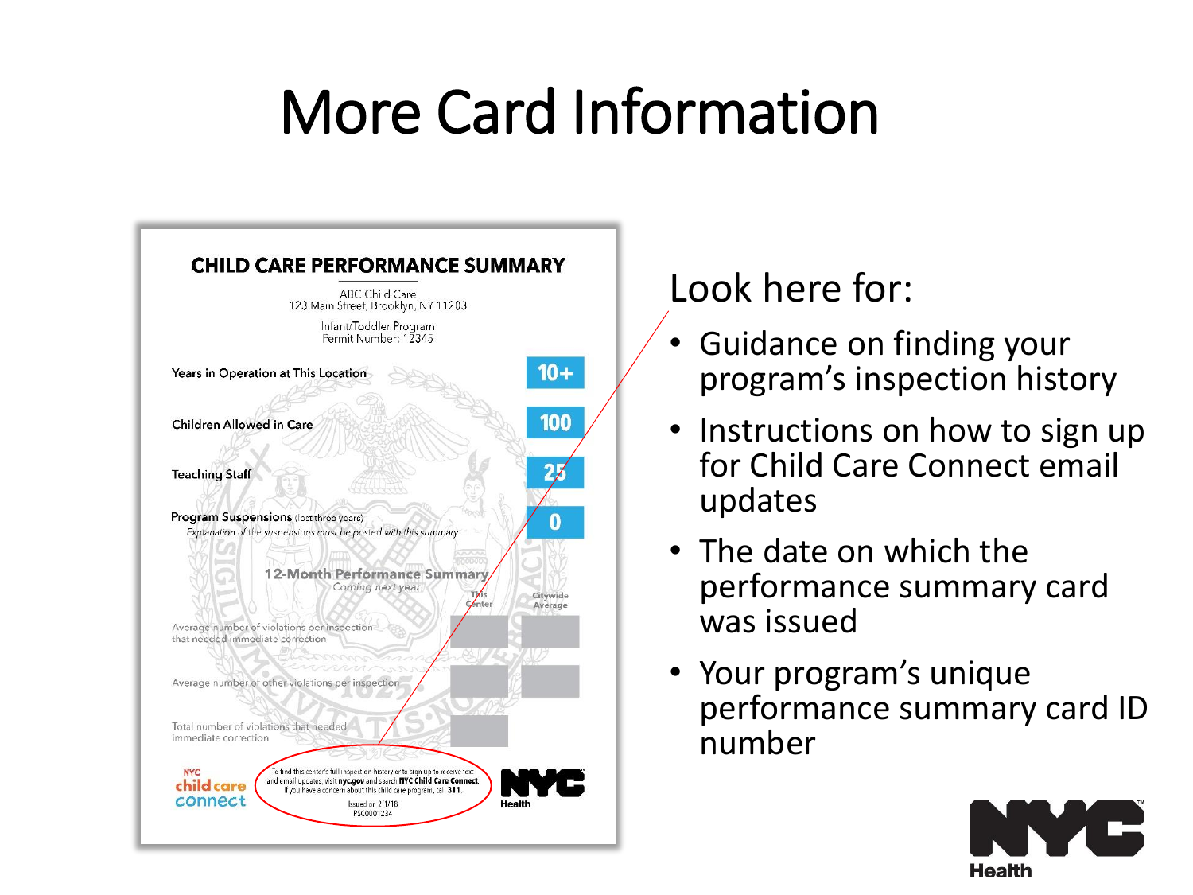# More Card Information

## CHILD CARE PERFORMANCE SUMMARY

ABC Child Care
123 Main Street, Brooklyn, NY 11203

Infant/Toddler Program
Permit Number: 12345

| | |
|---|---|
| Years in Operation at This Location | 10+ |
| Children Allowed in Care | 100 |
| Teaching Staff | 25 |
| Program Suspensions (last three years) *Explanation of the suspensions must be posted with this summary* | 0 |

**12-Month Performance Summary**
*Coming next year*

| | This Center | Citywide Average |
|---|---|---|
| Average number of violations per inspection that needed immediate correction | | |
| Average number of other violations per inspection | | |
| Total number of violations that needed immediate correction | | |

NYC child care connect

To find this center's full inspection history or to sign up to receive text and email updates, visit **nyc.gov** and search **NYC Child Care Connect**. If you have a concern about this child care program, call **311**.

Issued on 2/1/18
PSC0001234

NYC Health

Look here for:

- Guidance on finding your program's inspection history
- Instructions on how to sign up for Child Care Connect email updates
- The date on which the performance summary card was issued
- Your program's unique performance summary card ID number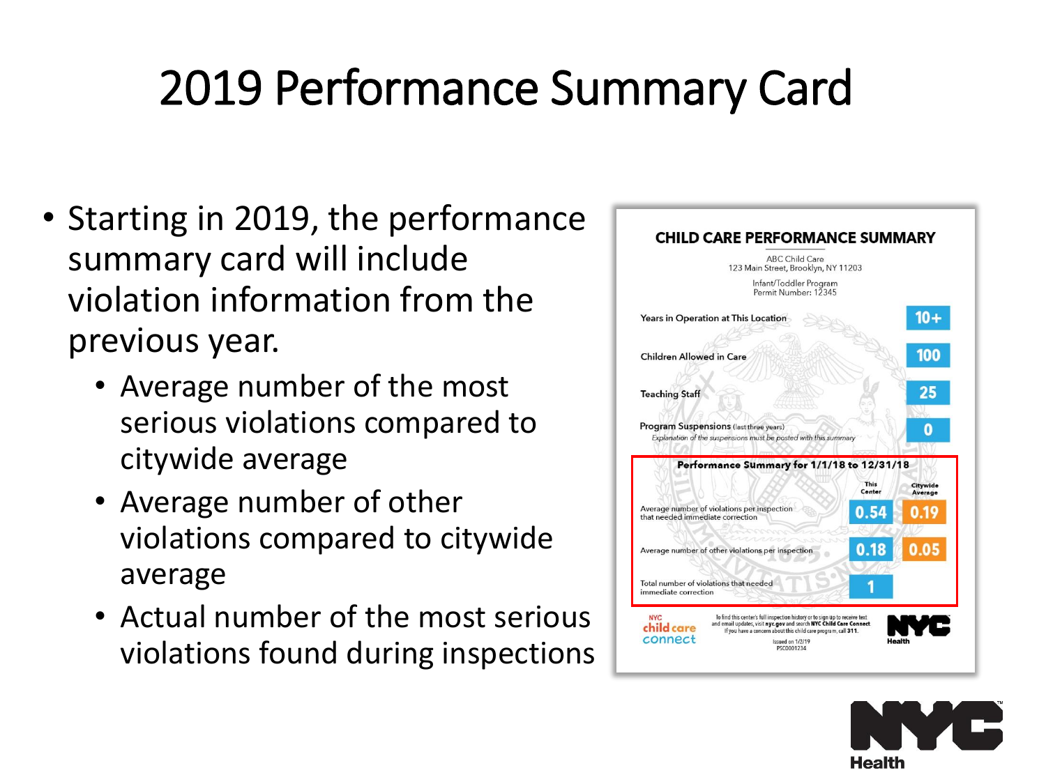# 2019 Performance Summary Card

- Starting in 2019, the performance summary card will include violation information from the previous year.
  - Average number of the most serious violations compared to citywide average
  - Average number of other violations compared to citywide average
  - Actual number of the most serious violations found during inspections

**CHILD CARE PERFORMANCE SUMMARY**

ABC Child Care
123 Main Street, Brooklyn, NY 11203

Infant/Toddler Program
Permit Number: 12345

| | |
|---|---|
| Years in Operation at This Location | 10+ |
| Children Allowed in Care | 100 |
| Teaching Staff | 25 |
| Program Suspensions (last three years) *Explanation of the suspensions must be posted with this summary* | 0 |

**Performance Summary for 1/1/18 to 12/31/18**

| | This Center | Citywide Average |
|---|---|---|
| Average number of violations per inspection that needed immediate correction | 0.54 | 0.19 |
| Average number of other violations per inspection | 0.18 | 0.05 |
| Total number of violations that needed immediate correction | 1 | |

NYC child care connect

To find this center's full inspection history or to sign up to receive text and email updates, visit **nyc.gov** and search **NYC Child Care Connect**. If you have a concern about this child care program, call **311**.

Issued on 1/2/19
PSC0001234

NYC Health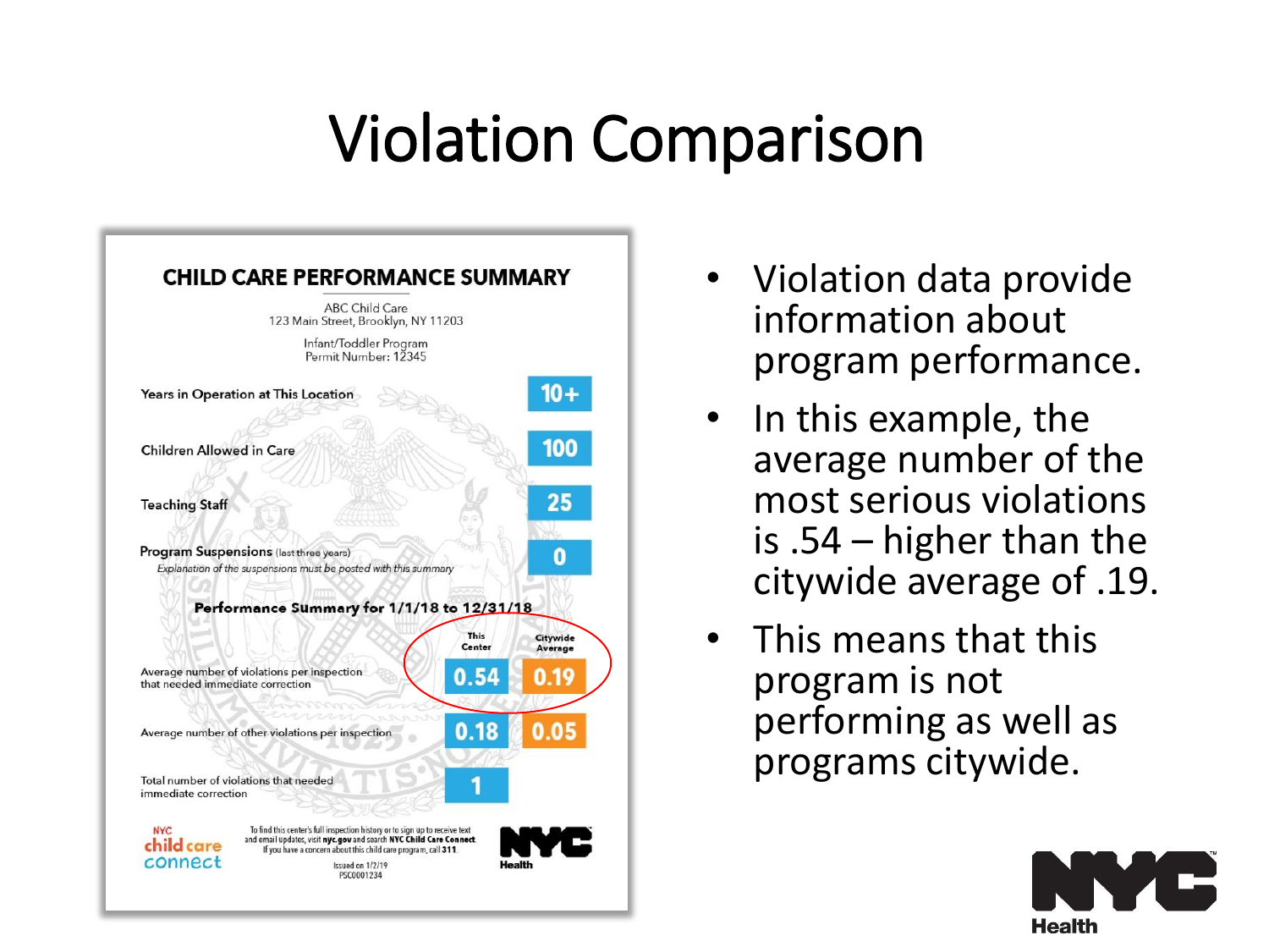# Violation Comparison

**CHILD CARE PERFORMANCE SUMMARY**

ABC Child Care
123 Main Street, Brooklyn, NY 11203

Infant/Toddler Program
Permit Number: 12345

| | |
|---|---|
| Years in Operation at This Location | 10+ |
| Children Allowed in Care | 100 |
| Teaching Staff | 25 |
| Program Suspensions (last three years) *Explanation of the suspensions must be posted with this summary* | 0 |

**Performance Summary for 1/1/18 to 12/31/18**

| | This Center | Citywide Average |
|---|---|---|
| Average number of violations per inspection that needed immediate correction | 0.54 | 0.19 |
| Average number of other violations per inspection | 0.18 | 0.05 |
| Total number of violations that needed immediate correction | 1 | |

NYC child care connect

To find this center's full inspection history or to sign up to receive text and email updates, visit **nyc.gov** and search **NYC Child Care Connect**. If you have a concern about this child care program, call **311**.

Issued on 1/2/19
PSC0001234

NYC Health

- Violation data provide information about program performance.
- In this example, the average number of the most serious violations is .54 – higher than the citywide average of .19.
- This means that this program is not performing as well as programs citywide.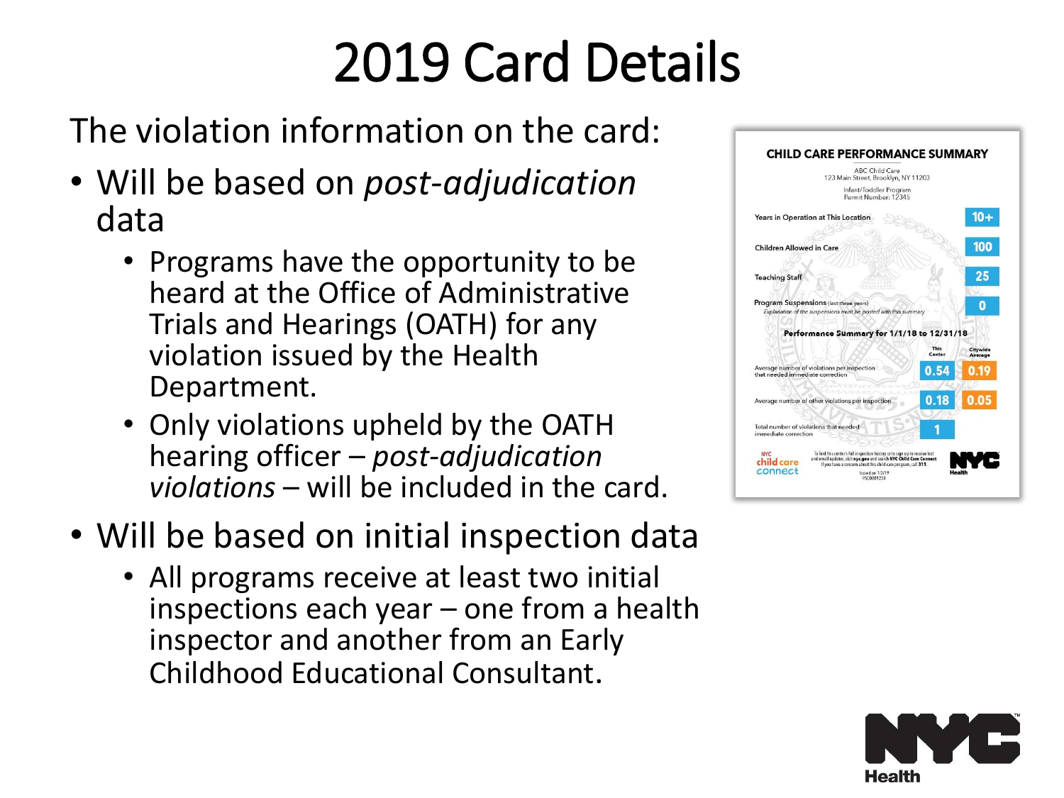# 2019 Card Details

The violation information on the card:

- Will be based on *post-adjudication* data
  - Programs have the opportunity to be heard at the Office of Administrative Trials and Hearings (OATH) for any violation issued by the Health Department.
  - Only violations upheld by the OATH hearing officer – *post-adjudication violations* – will be included in the card.
- Will be based on initial inspection data
  - All programs receive at least two initial inspections each year – one from a health inspector and another from an Early Childhood Educational Consultant.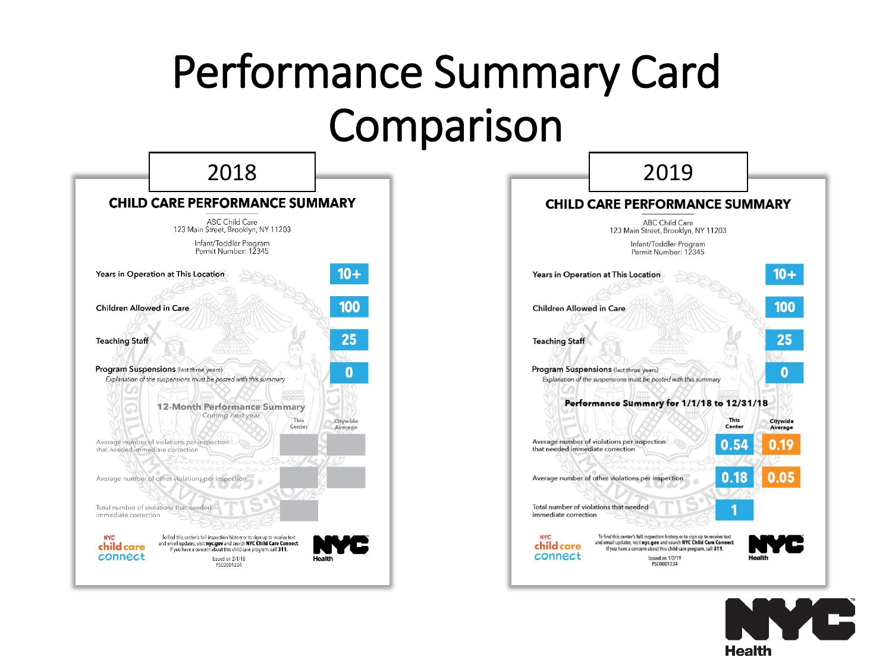# Performance Summary Card Comparison

## 2018

### CHILD CARE PERFORMANCE SUMMARY

ABC Child Care
123 Main Street, Brooklyn, NY 11203

Infant/Toddler Program
Permit Number: 12345

| | |
|---|---|
| Years in Operation at This Location | 10+ |
| Children Allowed in Care | 100 |
| Teaching Staff | 25 |
| Program Suspensions (last three years) *Explanation of the suspensions must be posted with this summary* | 0 |

**12-Month Performance Summary**
*Coming next year*

| | This Center | Citywide Average |
|---|---|---|
| Average number of violations per inspection that needed immediate correction | | |
| Average number of other violations per inspection | | |
| Total number of violations that needed immediate correction | | |

NYC child care connect

To find this center's full inspection history or to sign up to receive text and email updates, visit **nyc.gov** and search **NYC Child Care Connect**. If you have a concern about this child care program, call **311**.

Issued on 2/1/18
PSC0001234

NYC Health

## 2019

### CHILD CARE PERFORMANCE SUMMARY

ABC Child Care
123 Main Street, Brooklyn, NY 11203

Infant/Toddler Program
Permit Number: 12345

| | |
|---|---|
| Years in Operation at This Location | 10+ |
| Children Allowed in Care | 100 |
| Teaching Staff | 25 |
| Program Suspensions (last three years) *Explanation of the suspensions must be posted with this summary* | 0 |

**Performance Summary for 1/1/18 to 12/31/18**

| | This Center | Citywide Average |
|---|---|---|
| Average number of violations per inspection that needed immediate correction | 0.54 | 0.19 |
| Average number of other violations per inspection | 0.18 | 0.05 |
| Total number of violations that needed immediate correction | 1 | |

NYC child care connect

To find this center's full inspection history or to sign up to receive text and email updates, visit **nyc.gov** and search **NYC Child Care Connect**. If you have a concern about this child care program, call **311**.

Issued on 1/2/19
PSC0001234

NYC Health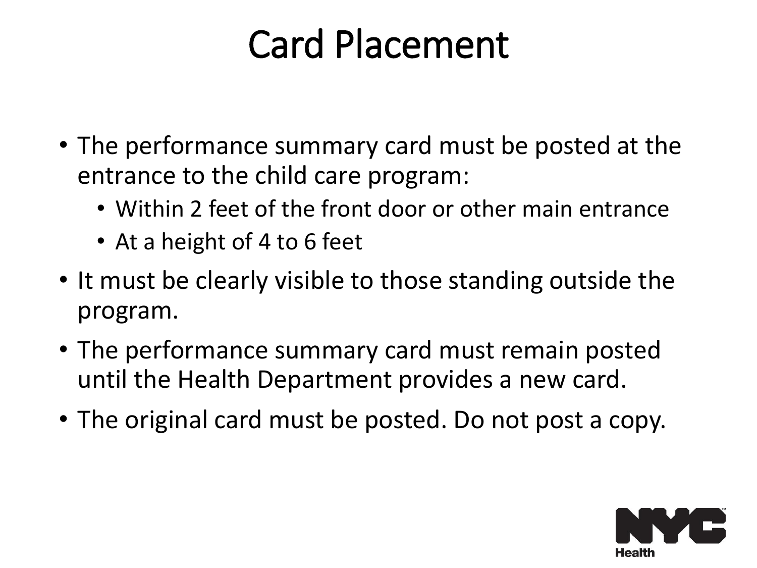# Card Placement

- The performance summary card must be posted at the entrance to the child care program:
  - Within 2 feet of the front door or other main entrance
  - At a height of 4 to 6 feet
- It must be clearly visible to those standing outside the program.
- The performance summary card must remain posted until the Health Department provides a new card.
- The original card must be posted. Do not post a copy.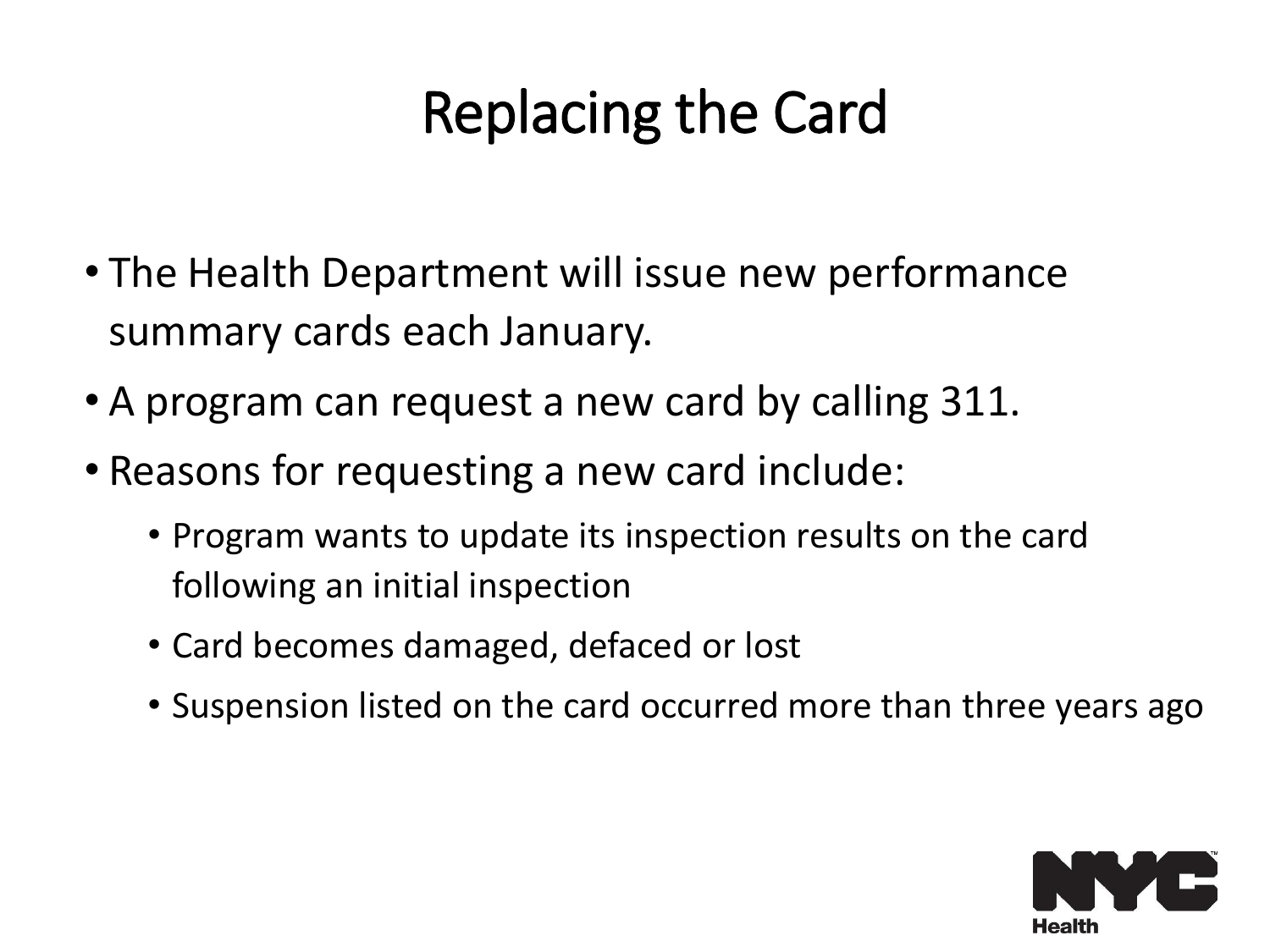# Replacing the Card

- The Health Department will issue new performance summary cards each January.
- A program can request a new card by calling 311.
- Reasons for requesting a new card include:
    - Program wants to update its inspection results on the card following an initial inspection
    - Card becomes damaged, defaced or lost
    - Suspension listed on the card occurred more than three years ago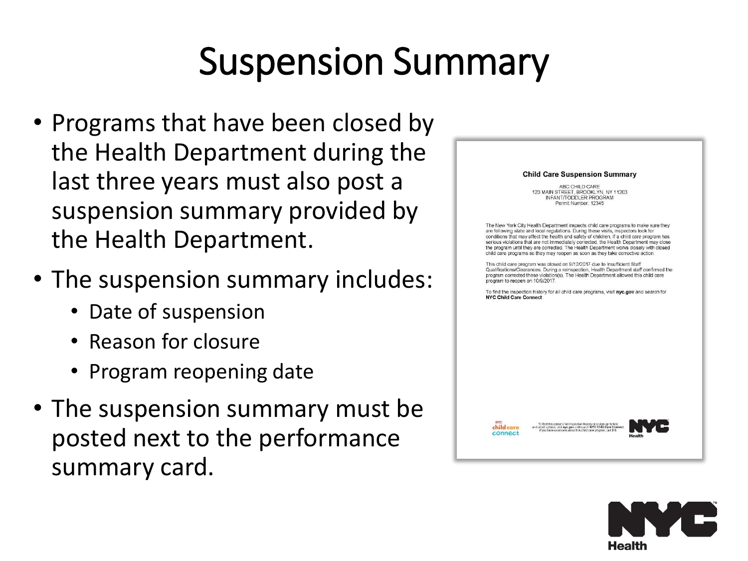# Suspension Summary

- Programs that have been closed by the Health Department during the last three years must also post a suspension summary provided by the Health Department.
- The suspension summary includes:
  - Date of suspension
  - Reason for closure
  - Program reopening date
- The suspension summary must be posted next to the performance summary card.

**Child Care Suspension Summary**

ABC CHILD CARE
123 MAIN STREET, BROOKLYN, NY 11203
INFANT/TODDLER PROGRAM
Permit Number: 12345

The New York City Health Department inspects child care programs to make sure they are following state and local regulations. During these visits, inspectors look for conditions that may affect the health and safety of children. If a child care program has serious violations that are not immediately corrected, the Health Department may close the program until they are corrected. The Health Department works closely with closed child care programs so they may reopen as soon as they take corrective action.

This child care program was closed on 9/12/2017 due to Insufficient Staff Qualifications/Clearances. During a reinspection, Health Department staff confirmed the program corrected these violation(s). The Health Department allowed this child care program to reopen on 10/9/2017.

To find the inspection history for all child care programs, visit **nyc.gov** and search for **NYC Child Care Connect**.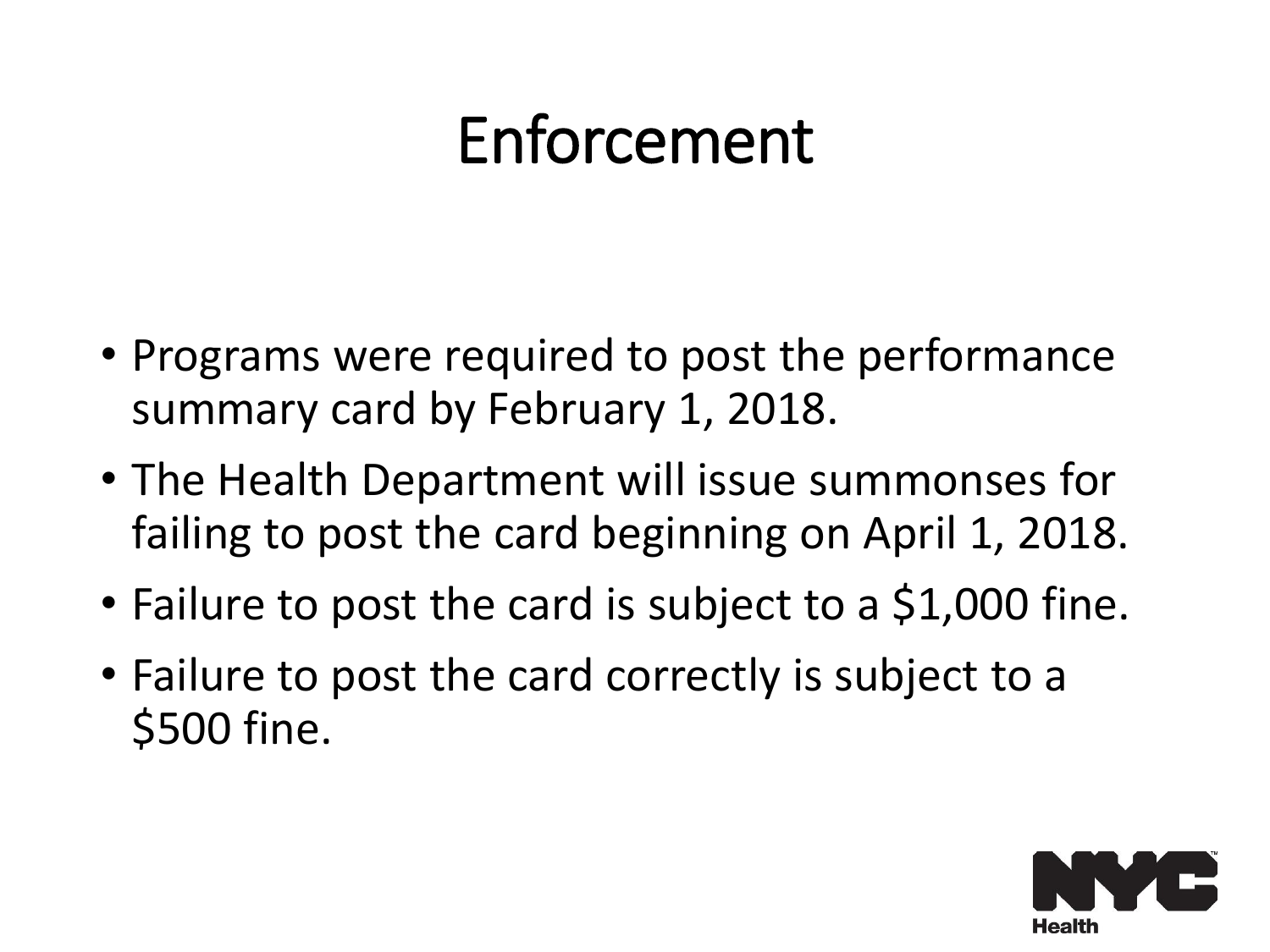# Enforcement

- Programs were required to post the performance summary card by February 1, 2018.
- The Health Department will issue summonses for failing to post the card beginning on April 1, 2018.
- Failure to post the card is subject to a $1,000 fine.
- Failure to post the card correctly is subject to a $500 fine.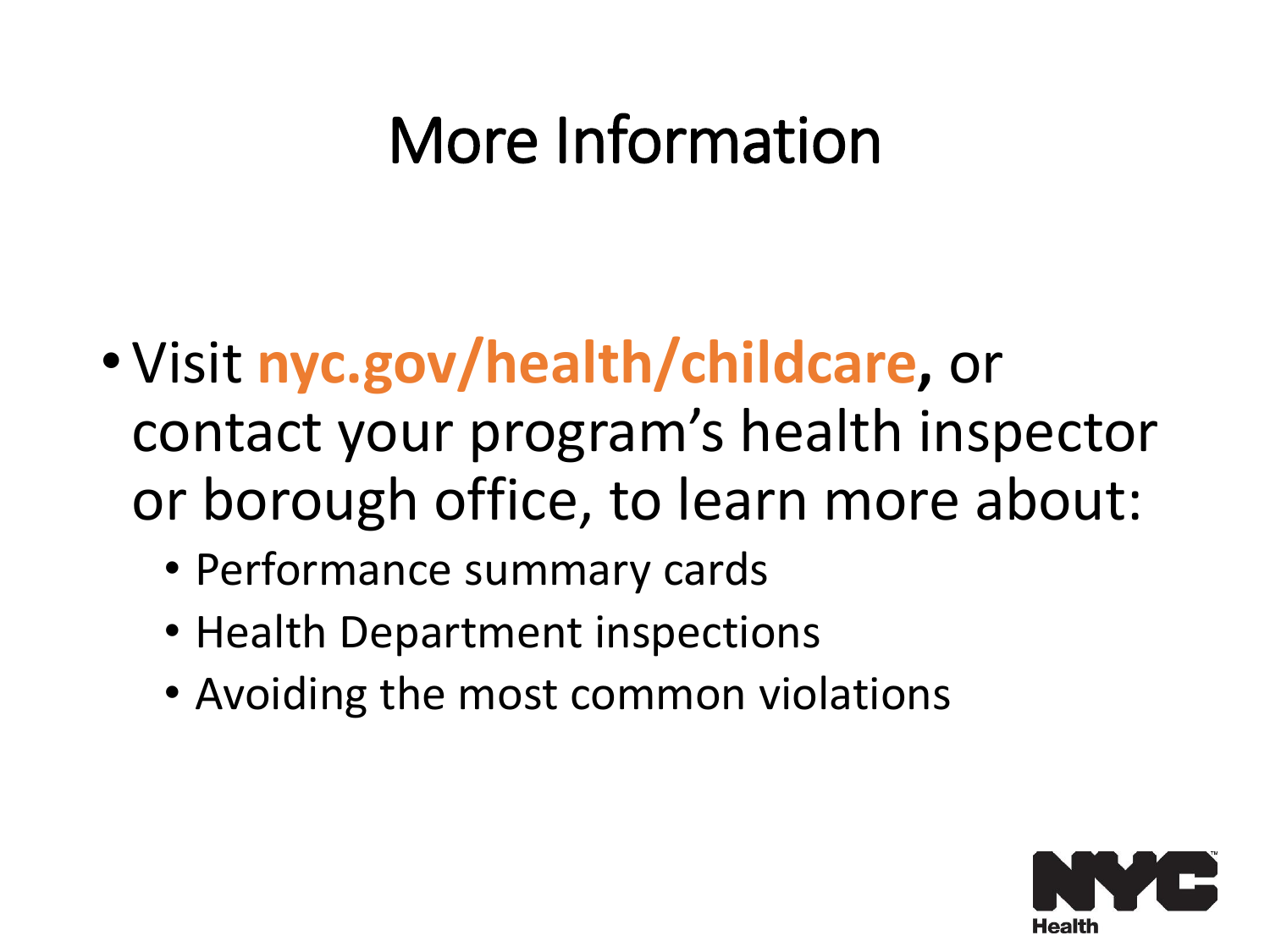# More Information

- Visit **nyc.gov/health/childcare**, or contact your program's health inspector or borough office, to learn more about:
  - Performance summary cards
  - Health Department inspections
  - Avoiding the most common violations